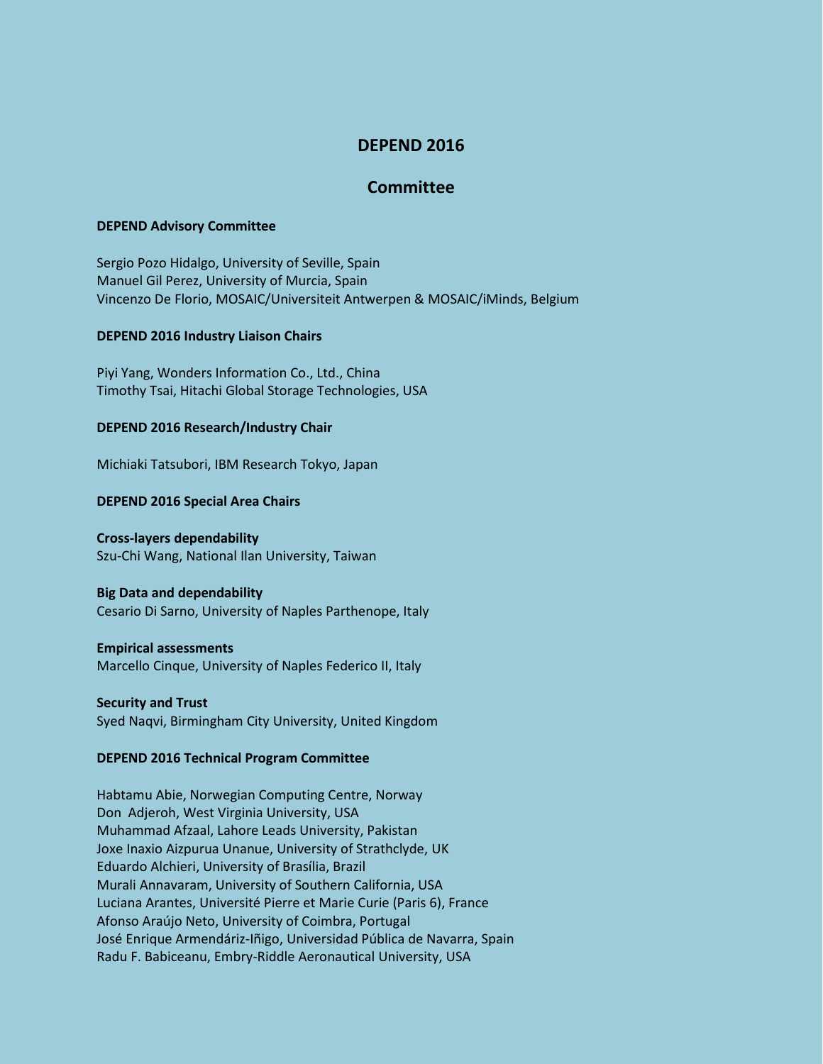# DEPEND 2016

## Committee

**DEPEND Advisory Committee**

Sergio Pozo Hidalgo, University of Seville, Spain
Manuel Gil Perez, University of Murcia, Spain
Vincenzo De Florio, MOSAIC/Universiteit Antwerpen & MOSAIC/iMinds, Belgium

**DEPEND 2016 Industry Liaison Chairs**

Piyi Yang, Wonders Information Co., Ltd., China
Timothy Tsai, Hitachi Global Storage Technologies, USA

**DEPEND 2016 Research/Industry Chair**

Michiaki Tatsubori, IBM Research Tokyo, Japan

**DEPEND 2016 Special Area Chairs**

**Cross-layers dependability**
Szu-Chi Wang, National Ilan University, Taiwan

**Big Data and dependability**
Cesario Di Sarno, University of Naples Parthenope, Italy

**Empirical assessments**
Marcello Cinque, University of Naples Federico II, Italy

**Security and Trust**
Syed Naqvi, Birmingham City University, United Kingdom

**DEPEND 2016 Technical Program Committee**

Habtamu Abie, Norwegian Computing Centre, Norway
Don Adjeroh, West Virginia University, USA
Muhammad Afzaal, Lahore Leads University, Pakistan
Joxe Inaxio Aizpurua Unanue, University of Strathclyde, UK
Eduardo Alchieri, University of Brasília, Brazil
Murali Annavaram, University of Southern California, USA
Luciana Arantes, Université Pierre et Marie Curie (Paris 6), France
Afonso Araújo Neto, University of Coimbra, Portugal
José Enrique Armendáriz-Iñigo, Universidad Pública de Navarra, Spain
Radu F. Babiceanu, Embry-Riddle Aeronautical University, USA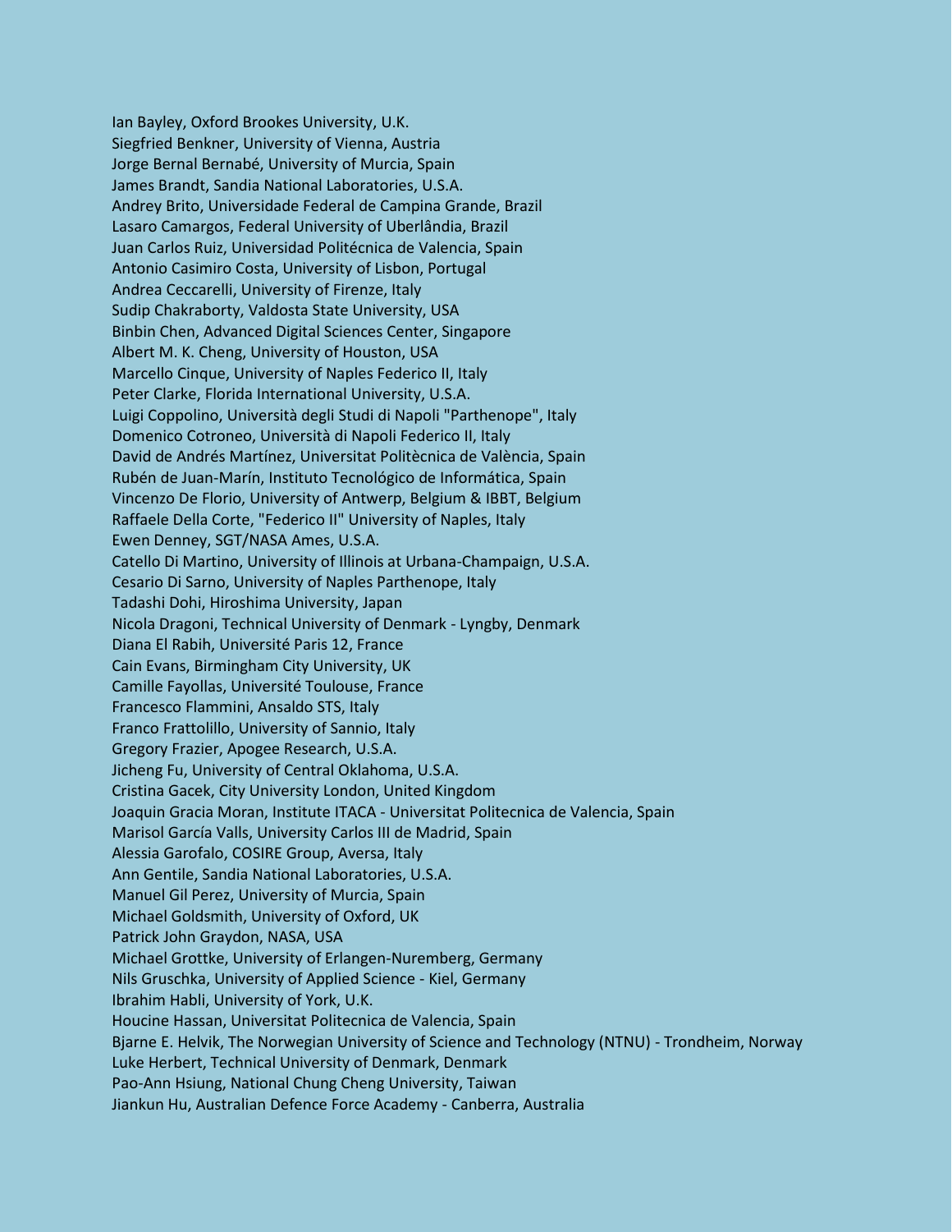Ian Bayley, Oxford Brookes University, U.K.
Siegfried Benkner, University of Vienna, Austria
Jorge Bernal Bernabé, University of Murcia, Spain
James Brandt, Sandia National Laboratories, U.S.A.
Andrey Brito, Universidade Federal de Campina Grande, Brazil
Lasaro Camargos, Federal University of Uberlândia, Brazil
Juan Carlos Ruiz, Universidad Politécnica de Valencia, Spain
Antonio Casimiro Costa, University of Lisbon, Portugal
Andrea Ceccarelli, University of Firenze, Italy
Sudip Chakraborty, Valdosta State University, USA
Binbin Chen, Advanced Digital Sciences Center, Singapore
Albert M. K. Cheng, University of Houston, USA
Marcello Cinque, University of Naples Federico II, Italy
Peter Clarke, Florida International University, U.S.A.
Luigi Coppolino, Università degli Studi di Napoli "Parthenope", Italy
Domenico Cotroneo, Università di Napoli Federico II, Italy
David de Andrés Martínez, Universitat Politècnica de València, Spain
Rubén de Juan-Marín, Instituto Tecnológico de Informática, Spain
Vincenzo De Florio, University of Antwerp, Belgium & IBBT, Belgium
Raffaele Della Corte, "Federico II" University of Naples, Italy
Ewen Denney, SGT/NASA Ames, U.S.A.
Catello Di Martino, University of Illinois at Urbana-Champaign, U.S.A.
Cesario Di Sarno, University of Naples Parthenope, Italy
Tadashi Dohi, Hiroshima University, Japan
Nicola Dragoni, Technical University of Denmark - Lyngby, Denmark
Diana El Rabih, Université Paris 12, France
Cain Evans, Birmingham City University, UK
Camille Fayollas, Université Toulouse, France
Francesco Flammini, Ansaldo STS, Italy
Franco Frattolillo, University of Sannio, Italy
Gregory Frazier, Apogee Research, U.S.A.
Jicheng Fu, University of Central Oklahoma, U.S.A.
Cristina Gacek, City University London, United Kingdom
Joaquin Gracia Moran, Institute ITACA - Universitat Politecnica de Valencia, Spain
Marisol García Valls, University Carlos III de Madrid, Spain
Alessia Garofalo, COSIRE Group, Aversa, Italy
Ann Gentile, Sandia National Laboratories, U.S.A.
Manuel Gil Perez, University of Murcia, Spain
Michael Goldsmith, University of Oxford, UK
Patrick John Graydon, NASA, USA
Michael Grottke, University of Erlangen-Nuremberg, Germany
Nils Gruschka, University of Applied Science - Kiel, Germany
Ibrahim Habli, University of York, U.K.
Houcine Hassan, Universitat Politecnica de Valencia, Spain
Bjarne E. Helvik, The Norwegian University of Science and Technology (NTNU) - Trondheim, Norway
Luke Herbert, Technical University of Denmark, Denmark
Pao-Ann Hsiung, National Chung Cheng University, Taiwan
Jiankun Hu, Australian Defence Force Academy - Canberra, Australia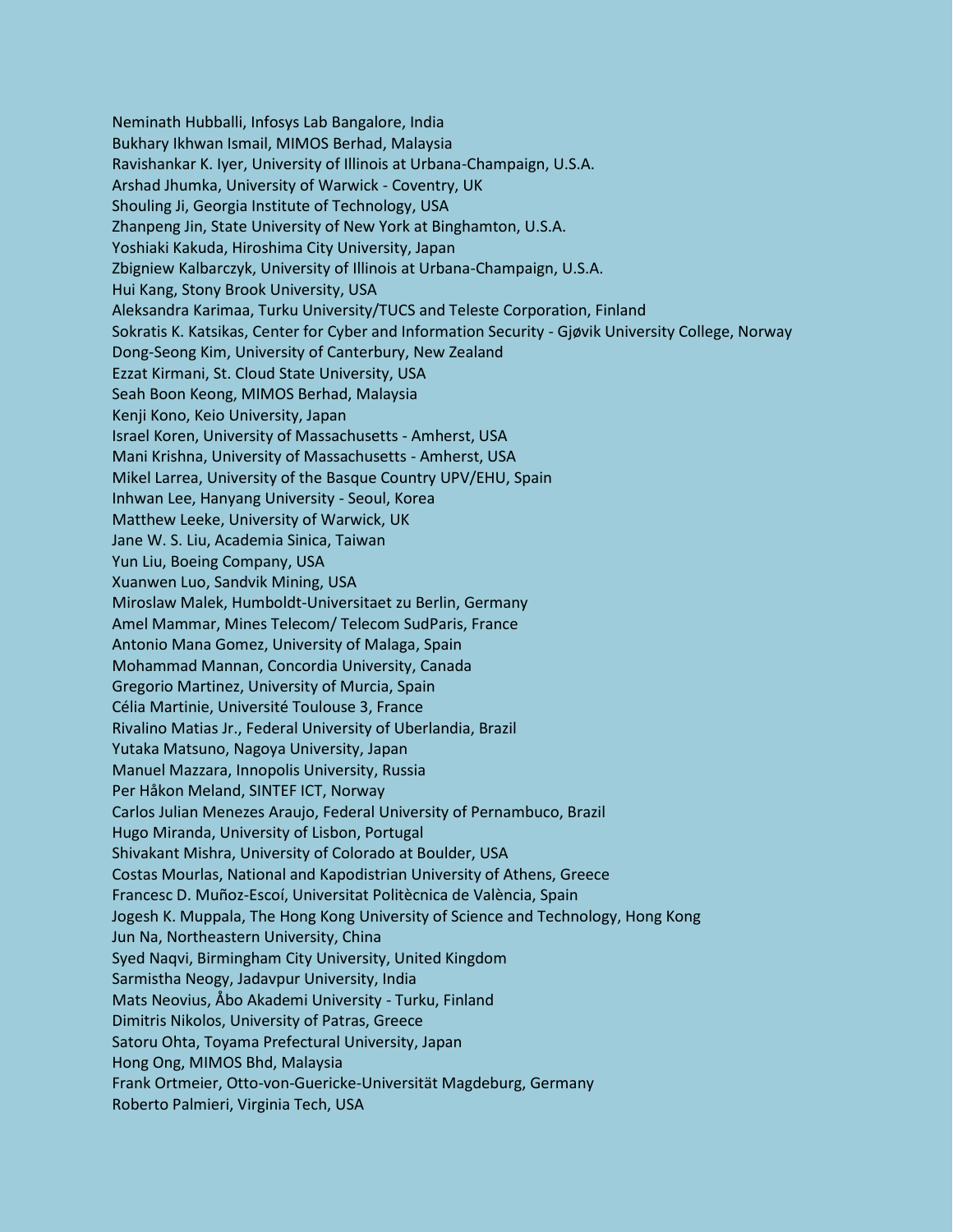Neminath Hubballi, Infosys Lab Bangalore, India
Bukhary Ikhwan Ismail, MIMOS Berhad, Malaysia
Ravishankar K. Iyer, University of Illinois at Urbana-Champaign, U.S.A.
Arshad Jhumka, University of Warwick - Coventry, UK
Shouling Ji, Georgia Institute of Technology, USA
Zhanpeng Jin, State University of New York at Binghamton, U.S.A.
Yoshiaki Kakuda, Hiroshima City University, Japan
Zbigniew Kalbarczyk, University of Illinois at Urbana-Champaign, U.S.A.
Hui Kang, Stony Brook University, USA
Aleksandra Karimaa, Turku University/TUCS and Teleste Corporation, Finland
Sokratis K. Katsikas, Center for Cyber and Information Security - Gjøvik University College, Norway
Dong-Seong Kim, University of Canterbury, New Zealand
Ezzat Kirmani, St. Cloud State University, USA
Seah Boon Keong, MIMOS Berhad, Malaysia
Kenji Kono, Keio University, Japan
Israel Koren, University of Massachusetts - Amherst, USA
Mani Krishna, University of Massachusetts - Amherst, USA
Mikel Larrea, University of the Basque Country UPV/EHU, Spain
Inhwan Lee, Hanyang University - Seoul, Korea
Matthew Leeke, University of Warwick, UK
Jane W. S. Liu, Academia Sinica, Taiwan
Yun Liu, Boeing Company, USA
Xuanwen Luo, Sandvik Mining, USA
Miroslaw Malek, Humboldt-Universitaet zu Berlin, Germany
Amel Mammar, Mines Telecom/ Telecom SudParis, France
Antonio Mana Gomez, University of Malaga, Spain
Mohammad Mannan, Concordia University, Canada
Gregorio Martinez, University of Murcia, Spain
Célia Martinie, Université Toulouse 3, France
Rivalino Matias Jr., Federal University of Uberlandia, Brazil
Yutaka Matsuno, Nagoya University, Japan
Manuel Mazzara, Innopolis University, Russia
Per Håkon Meland, SINTEF ICT, Norway
Carlos Julian Menezes Araujo, Federal University of Pernambuco, Brazil
Hugo Miranda, University of Lisbon, Portugal
Shivakant Mishra, University of Colorado at Boulder, USA
Costas Mourlas, National and Kapodistrian University of Athens, Greece
Francesc D. Muñoz-Escoí, Universitat Politècnica de València, Spain
Jogesh K. Muppala, The Hong Kong University of Science and Technology, Hong Kong
Jun Na, Northeastern University, China
Syed Naqvi, Birmingham City University, United Kingdom
Sarmistha Neogy, Jadavpur University, India
Mats Neovius, Åbo Akademi University - Turku, Finland
Dimitris Nikolos, University of Patras, Greece
Satoru Ohta, Toyama Prefectural University, Japan
Hong Ong, MIMOS Bhd, Malaysia
Frank Ortmeier, Otto-von-Guericke-Universität Magdeburg, Germany
Roberto Palmieri, Virginia Tech, USA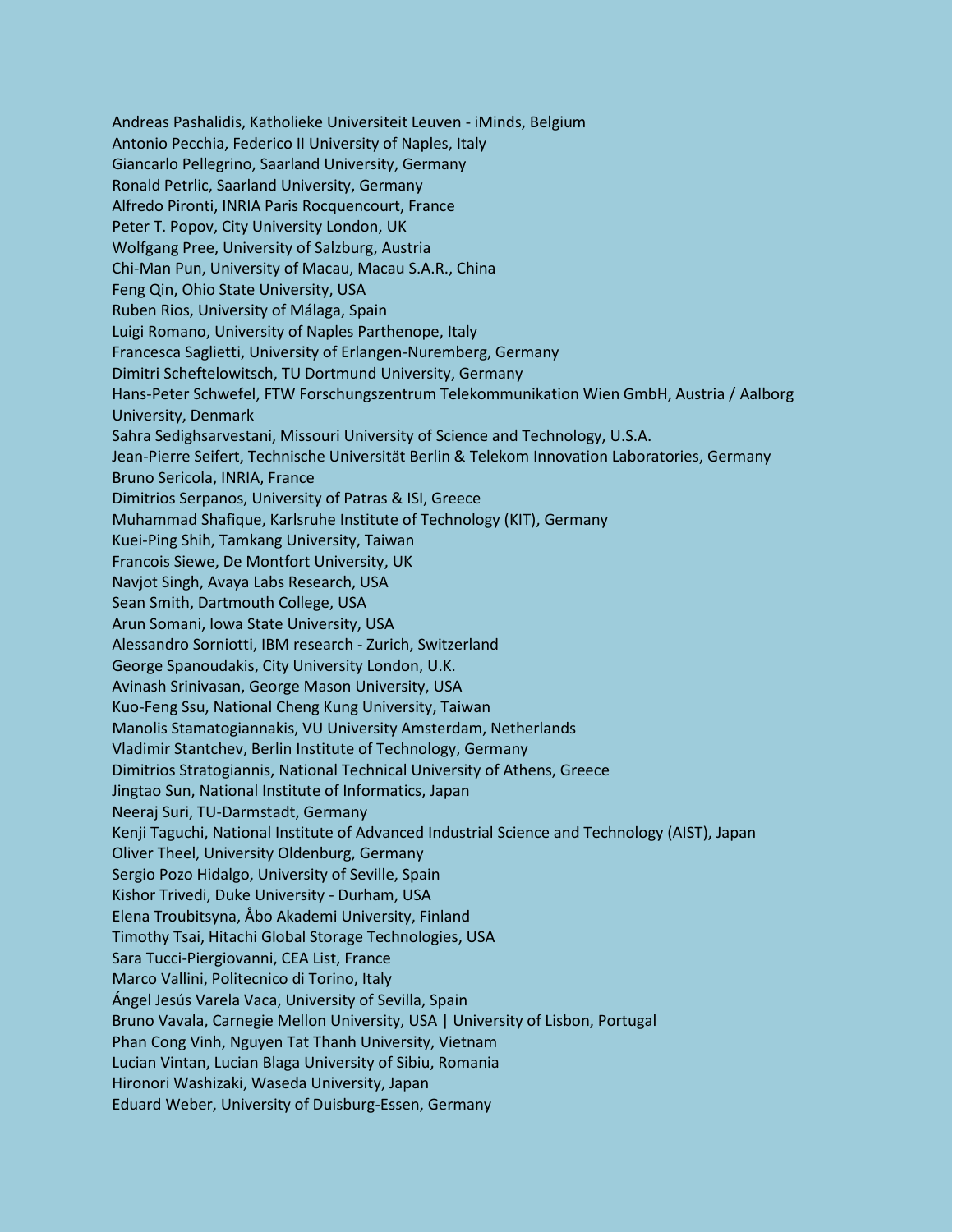Andreas Pashalidis, Katholieke Universiteit Leuven - iMinds, Belgium
Antonio Pecchia, Federico II University of Naples, Italy
Giancarlo Pellegrino, Saarland University, Germany
Ronald Petrlic, Saarland University, Germany
Alfredo Pironti, INRIA Paris Rocquencourt, France
Peter T. Popov, City University London, UK
Wolfgang Pree, University of Salzburg, Austria
Chi-Man Pun, University of Macau, Macau S.A.R., China
Feng Qin, Ohio State University, USA
Ruben Rios, University of Málaga, Spain
Luigi Romano, University of Naples Parthenope, Italy
Francesca Saglietti, University of Erlangen-Nuremberg, Germany
Dimitri Scheftelowitsch, TU Dortmund University, Germany
Hans-Peter Schwefel, FTW Forschungszentrum Telekommunikation Wien GmbH, Austria / Aalborg University, Denmark
Sahra Sedighsarvestani, Missouri University of Science and Technology, U.S.A.
Jean-Pierre Seifert, Technische Universität Berlin & Telekom Innovation Laboratories, Germany
Bruno Sericola, INRIA, France
Dimitrios Serpanos, University of Patras & ISI, Greece
Muhammad Shafique, Karlsruhe Institute of Technology (KIT), Germany
Kuei-Ping Shih, Tamkang University, Taiwan
Francois Siewe, De Montfort University, UK
Navjot Singh, Avaya Labs Research, USA
Sean Smith, Dartmouth College, USA
Arun Somani, Iowa State University, USA
Alessandro Sorniotti, IBM research - Zurich, Switzerland
George Spanoudakis, City University London, U.K.
Avinash Srinivasan, George Mason University, USA
Kuo-Feng Ssu, National Cheng Kung University, Taiwan
Manolis Stamatogiannakis, VU University Amsterdam, Netherlands
Vladimir Stantchev, Berlin Institute of Technology, Germany
Dimitrios Stratogiannis, National Technical University of Athens, Greece
Jingtao Sun, National Institute of Informatics, Japan
Neeraj Suri, TU-Darmstadt, Germany
Kenji Taguchi, National Institute of Advanced Industrial Science and Technology (AIST), Japan
Oliver Theel, University Oldenburg, Germany
Sergio Pozo Hidalgo, University of Seville, Spain
Kishor Trivedi, Duke University - Durham, USA
Elena Troubitsyna, Åbo Akademi University, Finland
Timothy Tsai, Hitachi Global Storage Technologies, USA
Sara Tucci-Piergiovanni, CEA List, France
Marco Vallini, Politecnico di Torino, Italy
Ángel Jesús Varela Vaca, University of Sevilla, Spain
Bruno Vavala, Carnegie Mellon University, USA | University of Lisbon, Portugal
Phan Cong Vinh, Nguyen Tat Thanh University, Vietnam
Lucian Vintan, Lucian Blaga University of Sibiu, Romania
Hironori Washizaki, Waseda University, Japan
Eduard Weber, University of Duisburg-Essen, Germany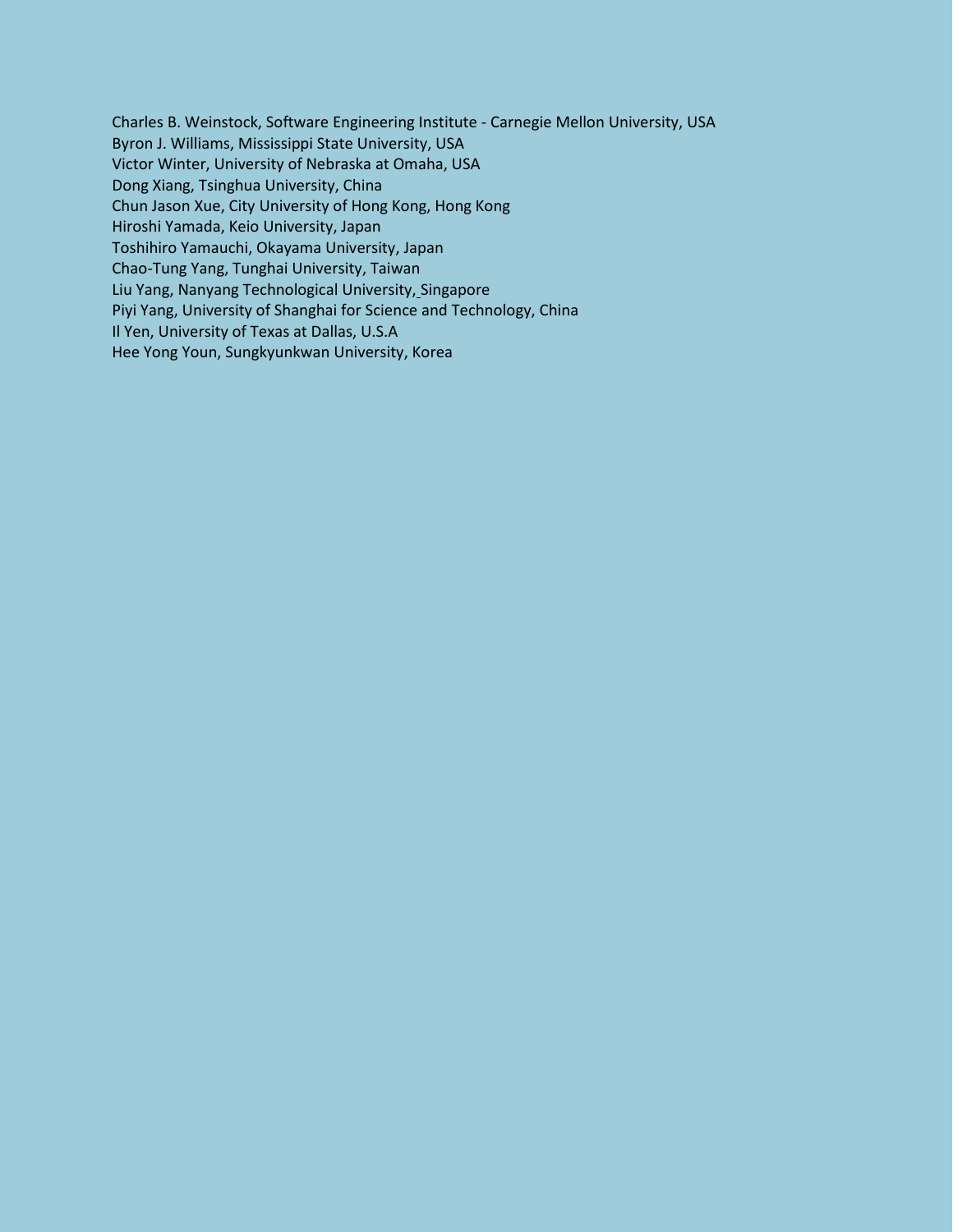Charles B. Weinstock, Software Engineering Institute - Carnegie Mellon University, USA
Byron J. Williams, Mississippi State University, USA
Victor Winter, University of Nebraska at Omaha, USA
Dong Xiang, Tsinghua University, China
Chun Jason Xue, City University of Hong Kong, Hong Kong
Hiroshi Yamada, Keio University, Japan
Toshihiro Yamauchi, Okayama University, Japan
Chao-Tung Yang, Tunghai University, Taiwan
Liu Yang, Nanyang Technological University, Singapore
Piyi Yang, University of Shanghai for Science and Technology, China
Il Yen, University of Texas at Dallas, U.S.A
Hee Yong Youn, Sungkyunkwan University, Korea